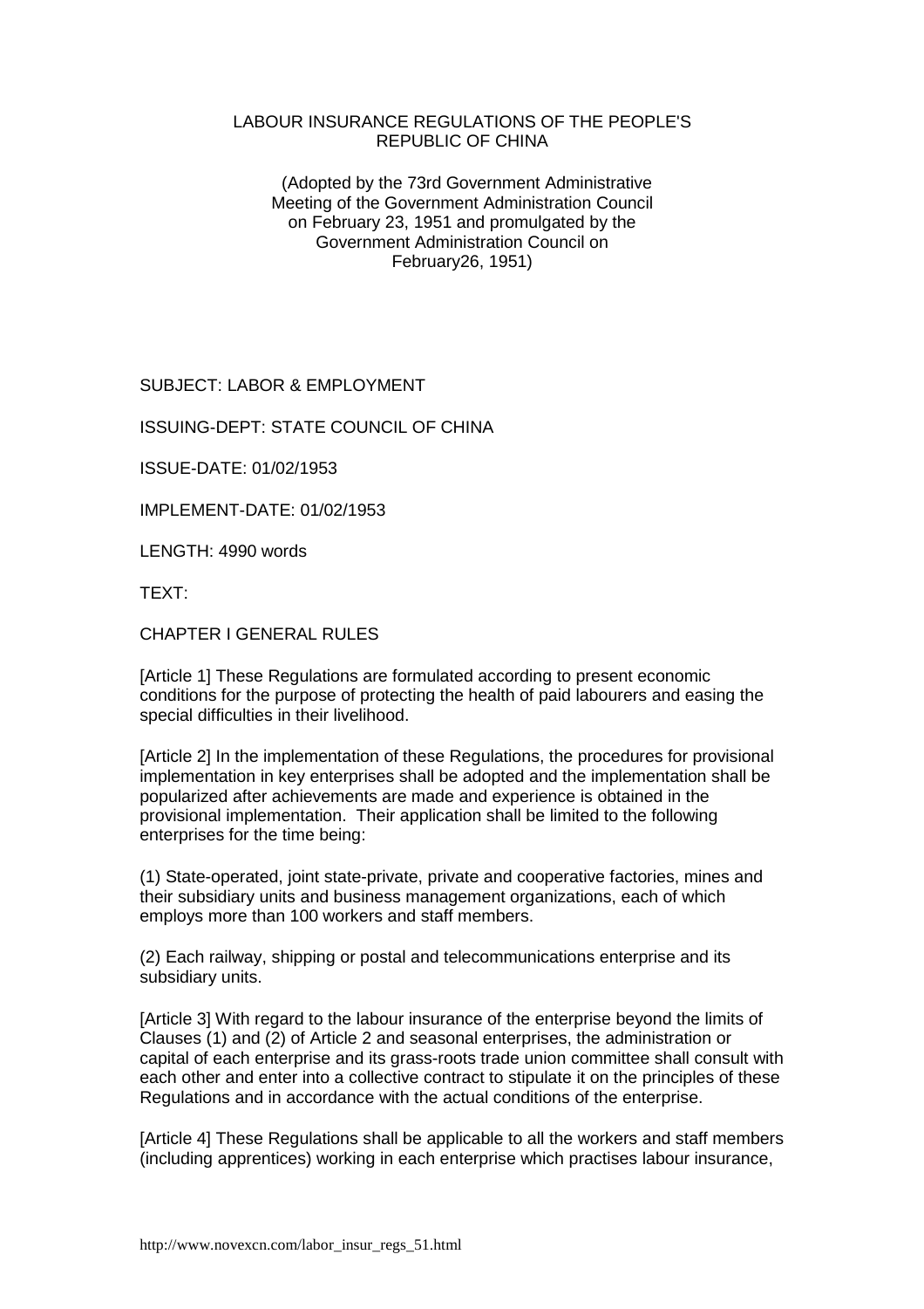# LABOUR INSURANCE REGULATIONS OF THE PEOPLE'S REPUBLIC OF CHINA

(Adopted by the 73rd Government Administrative Meeting of the Government Administration Council on February 23, 1951 and promulgated by the Government Administration Council on February26, 1951)

SUBJECT: LABOR & EMPLOYMENT

ISSUING-DEPT: STATE COUNCIL OF CHINA

ISSUE-DATE: 01/02/1953

IMPLEMENT-DATE: 01/02/1953

LENGTH: 4990 words

TEXT:

## CHAPTER I GENERAL RULES

[Article 1] These Regulations are formulated according to present economic conditions for the purpose of protecting the health of paid labourers and easing the special difficulties in their livelihood.

[Article 2] In the implementation of these Regulations, the procedures for provisional implementation in key enterprises shall be adopted and the implementation shall be popularized after achievements are made and experience is obtained in the provisional implementation. Their application shall be limited to the following enterprises for the time being:

(1) State-operated, joint state-private, private and cooperative factories, mines and their subsidiary units and business management organizations, each of which employs more than 100 workers and staff members.

(2) Each railway, shipping or postal and telecommunications enterprise and its subsidiary units.

[Article 3] With regard to the labour insurance of the enterprise beyond the limits of Clauses (1) and (2) of Article 2 and seasonal enterprises, the administration or capital of each enterprise and its grass-roots trade union committee shall consult with each other and enter into a collective contract to stipulate it on the principles of these Regulations and in accordance with the actual conditions of the enterprise.

[Article 4] These Regulations shall be applicable to all the workers and staff members (including apprentices) working in each enterprise which practises labour insurance,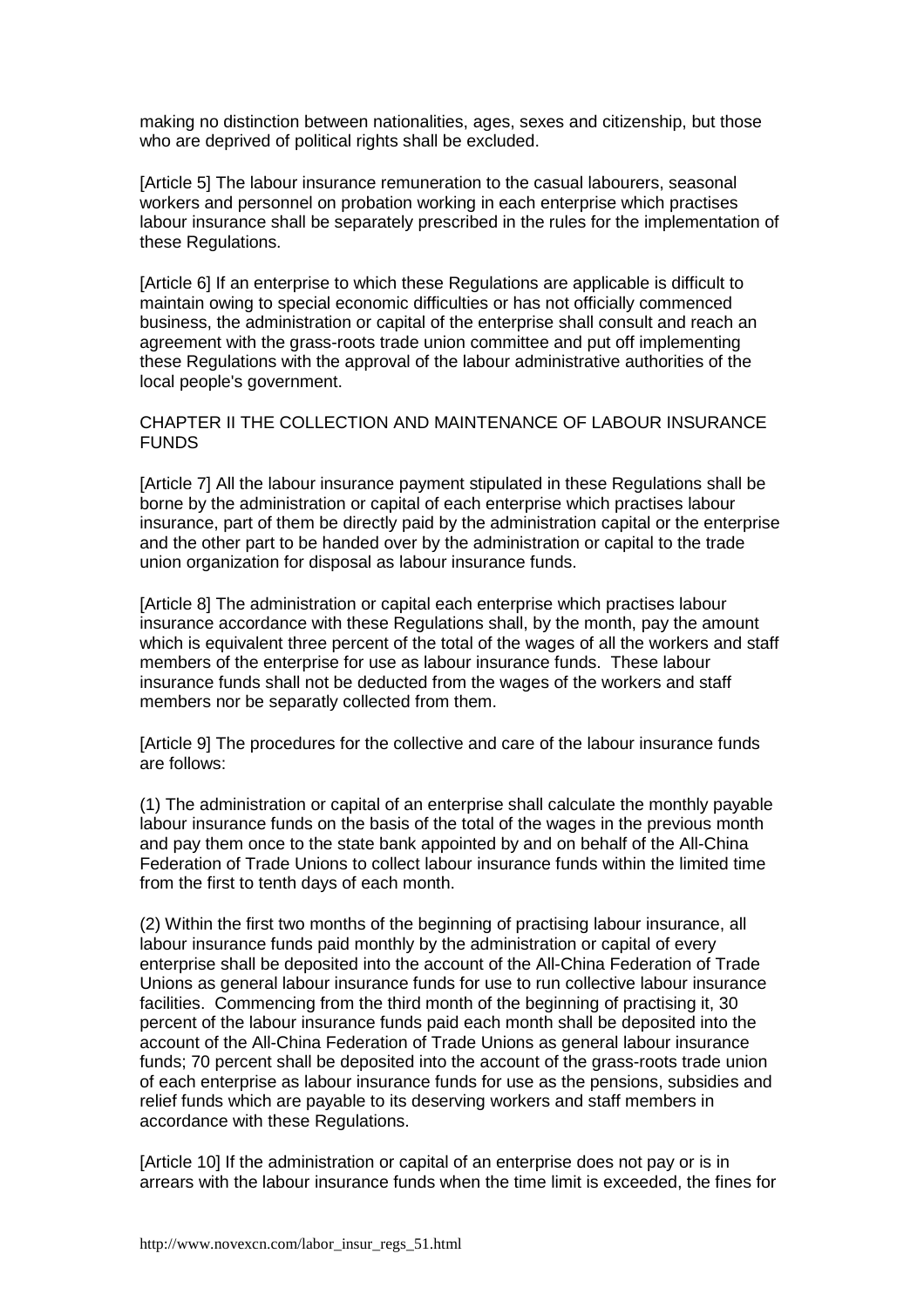making no distinction between nationalities, ages, sexes and citizenship, but those who are deprived of political rights shall be excluded.

[Article 5] The labour insurance remuneration to the casual labourers, seasonal workers and personnel on probation working in each enterprise which practises labour insurance shall be separately prescribed in the rules for the implementation of these Regulations.

[Article 6] If an enterprise to which these Regulations are applicable is difficult to maintain owing to special economic difficulties or has not officially commenced business, the administration or capital of the enterprise shall consult and reach an agreement with the grass-roots trade union committee and put off implementing these Regulations with the approval of the labour administrative authorities of the local people's government.

## CHAPTER II THE COLLECTION AND MAINTENANCE OF LABOUR INSURANCE FUNDS

[Article 7] All the labour insurance payment stipulated in these Regulations shall be borne by the administration or capital of each enterprise which practises labour insurance, part of them be directly paid by the administration capital or the enterprise and the other part to be handed over by the administration or capital to the trade union organization for disposal as labour insurance funds.

[Article 8] The administration or capital each enterprise which practises labour insurance accordance with these Regulations shall, by the month, pay the amount which is equivalent three percent of the total of the wages of all the workers and staff members of the enterprise for use as labour insurance funds. These labour insurance funds shall not be deducted from the wages of the workers and staff members nor be separatly collected from them.

[Article 9] The procedures for the collective and care of the labour insurance funds are follows:

(1) The administration or capital of an enterprise shall calculate the monthly payable labour insurance funds on the basis of the total of the wages in the previous month and pay them once to the state bank appointed by and on behalf of the All-China Federation of Trade Unions to collect labour insurance funds within the limited time from the first to tenth days of each month.

(2) Within the first two months of the beginning of practising labour insurance, all labour insurance funds paid monthly by the administration or capital of every enterprise shall be deposited into the account of the All-China Federation of Trade Unions as general labour insurance funds for use to run collective labour insurance facilities. Commencing from the third month of the beginning of practising it, 30 percent of the labour insurance funds paid each month shall be deposited into the account of the All-China Federation of Trade Unions as general labour insurance funds; 70 percent shall be deposited into the account of the grass-roots trade union of each enterprise as labour insurance funds for use as the pensions, subsidies and relief funds which are payable to its deserving workers and staff members in accordance with these Regulations.

[Article 10] If the administration or capital of an enterprise does not pay or is in arrears with the labour insurance funds when the time limit is exceeded, the fines for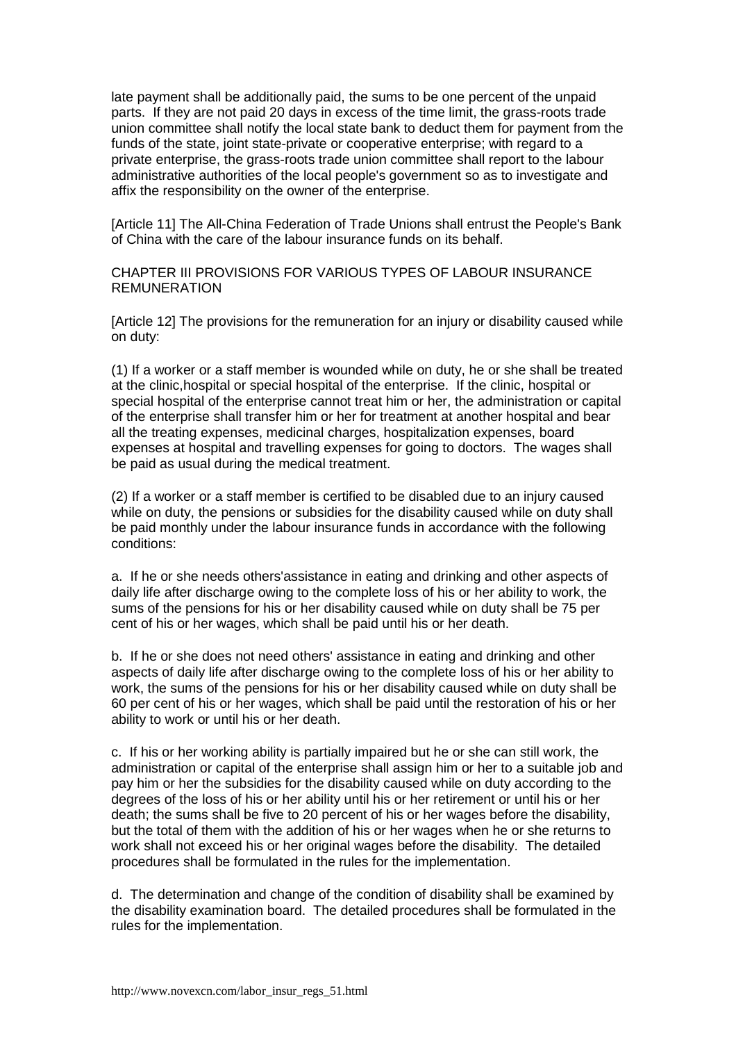late payment shall be additionally paid, the sums to be one percent of the unpaid parts. If they are not paid 20 days in excess of the time limit, the grass-roots trade union committee shall notify the local state bank to deduct them for payment from the funds of the state, joint state-private or cooperative enterprise; with regard to a private enterprise, the grass-roots trade union committee shall report to the labour administrative authorities of the local people's government so as to investigate and affix the responsibility on the owner of the enterprise.

[Article 11] The All-China Federation of Trade Unions shall entrust the People's Bank of China with the care of the labour insurance funds on its behalf.

## CHAPTER III PROVISIONS FOR VARIOUS TYPES OF LABOUR INSURANCE REMUNERATION

[Article 12] The provisions for the remuneration for an injury or disability caused while on duty:

(1) If a worker or a staff member is wounded while on duty, he or she shall be treated at the clinic,hospital or special hospital of the enterprise. If the clinic, hospital or special hospital of the enterprise cannot treat him or her, the administration or capital of the enterprise shall transfer him or her for treatment at another hospital and bear all the treating expenses, medicinal charges, hospitalization expenses, board expenses at hospital and travelling expenses for going to doctors. The wages shall be paid as usual during the medical treatment.

(2) If a worker or a staff member is certified to be disabled due to an injury caused while on duty, the pensions or subsidies for the disability caused while on duty shall be paid monthly under the labour insurance funds in accordance with the following conditions:

a. If he or she needs others'assistance in eating and drinking and other aspects of daily life after discharge owing to the complete loss of his or her ability to work, the sums of the pensions for his or her disability caused while on duty shall be 75 per cent of his or her wages, which shall be paid until his or her death.

b. If he or she does not need others' assistance in eating and drinking and other aspects of daily life after discharge owing to the complete loss of his or her ability to work, the sums of the pensions for his or her disability caused while on duty shall be 60 per cent of his or her wages, which shall be paid until the restoration of his or her ability to work or until his or her death.

c. If his or her working ability is partially impaired but he or she can still work, the administration or capital of the enterprise shall assign him or her to a suitable job and pay him or her the subsidies for the disability caused while on duty according to the degrees of the loss of his or her ability until his or her retirement or until his or her death; the sums shall be five to 20 percent of his or her wages before the disability, but the total of them with the addition of his or her wages when he or she returns to work shall not exceed his or her original wages before the disability. The detailed procedures shall be formulated in the rules for the implementation.

d. The determination and change of the condition of disability shall be examined by the disability examination board. The detailed procedures shall be formulated in the rules for the implementation.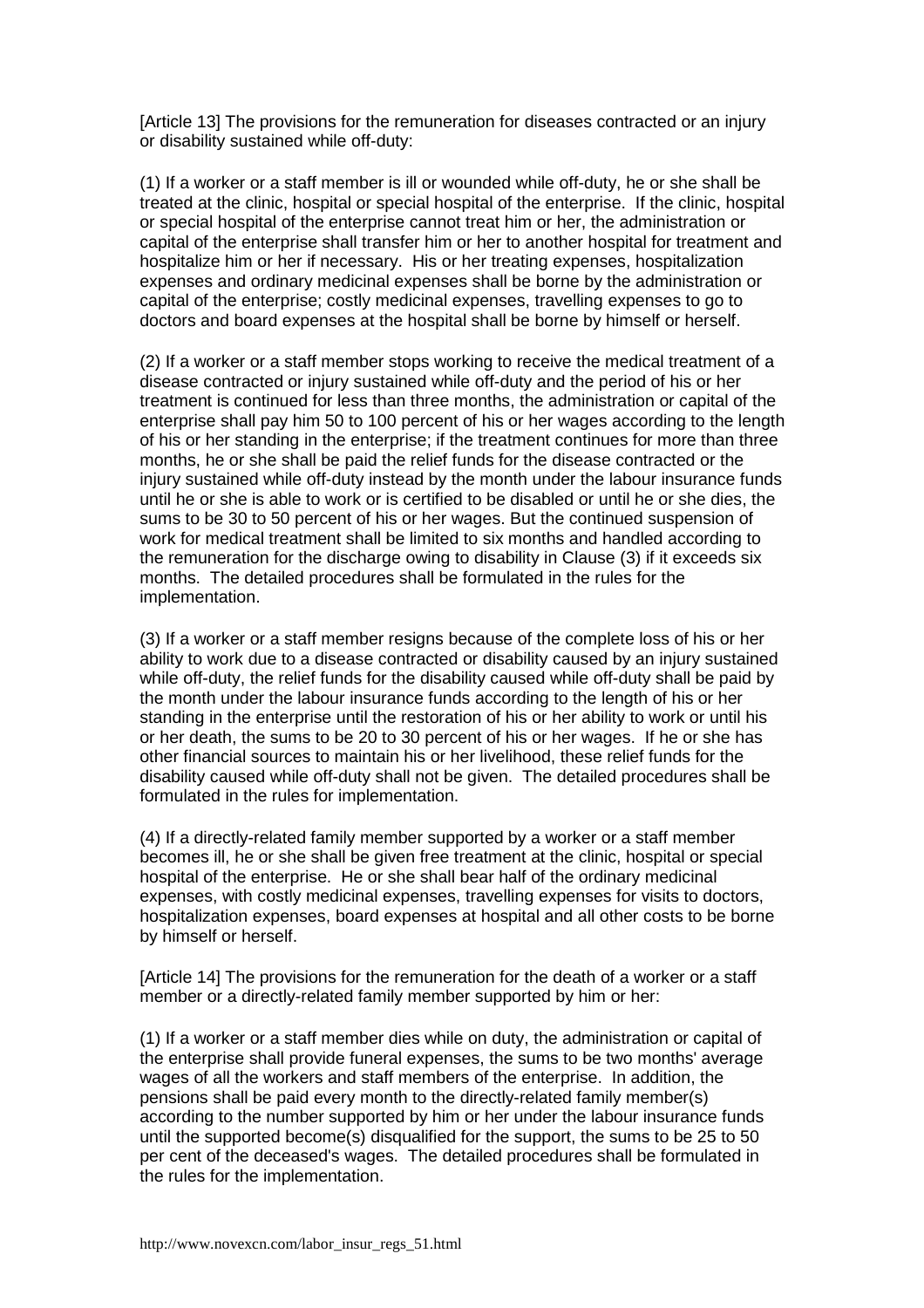[Article 13] The provisions for the remuneration for diseases contracted or an injury or disability sustained while off-duty:

(1) If a worker or a staff member is ill or wounded while off-duty, he or she shall be treated at the clinic, hospital or special hospital of the enterprise. If the clinic, hospital or special hospital of the enterprise cannot treat him or her, the administration or capital of the enterprise shall transfer him or her to another hospital for treatment and hospitalize him or her if necessary. His or her treating expenses, hospitalization expenses and ordinary medicinal expenses shall be borne by the administration or capital of the enterprise; costly medicinal expenses, travelling expenses to go to doctors and board expenses at the hospital shall be borne by himself or herself.

(2) If a worker or a staff member stops working to receive the medical treatment of a disease contracted or injury sustained while off-duty and the period of his or her treatment is continued for less than three months, the administration or capital of the enterprise shall pay him 50 to 100 percent of his or her wages according to the length of his or her standing in the enterprise; if the treatment continues for more than three months, he or she shall be paid the relief funds for the disease contracted or the injury sustained while off-duty instead by the month under the labour insurance funds until he or she is able to work or is certified to be disabled or until he or she dies, the sums to be 30 to 50 percent of his or her wages. But the continued suspension of work for medical treatment shall be limited to six months and handled according to the remuneration for the discharge owing to disability in Clause (3) if it exceeds six months. The detailed procedures shall be formulated in the rules for the implementation.

(3) If a worker or a staff member resigns because of the complete loss of his or her ability to work due to a disease contracted or disability caused by an injury sustained while off-duty, the relief funds for the disability caused while off-duty shall be paid by the month under the labour insurance funds according to the length of his or her standing in the enterprise until the restoration of his or her ability to work or until his or her death, the sums to be 20 to 30 percent of his or her wages. If he or she has other financial sources to maintain his or her livelihood, these relief funds for the disability caused while off-duty shall not be given. The detailed procedures shall be formulated in the rules for implementation.

(4) If a directly-related family member supported by a worker or a staff member becomes ill, he or she shall be given free treatment at the clinic, hospital or special hospital of the enterprise. He or she shall bear half of the ordinary medicinal expenses, with costly medicinal expenses, travelling expenses for visits to doctors, hospitalization expenses, board expenses at hospital and all other costs to be borne by himself or herself.

[Article 14] The provisions for the remuneration for the death of a worker or a staff member or a directly-related family member supported by him or her:

(1) If a worker or a staff member dies while on duty, the administration or capital of the enterprise shall provide funeral expenses, the sums to be two months' average wages of all the workers and staff members of the enterprise. In addition, the pensions shall be paid every month to the directly-related family member(s) according to the number supported by him or her under the labour insurance funds until the supported become(s) disqualified for the support, the sums to be 25 to 50 per cent of the deceased's wages. The detailed procedures shall be formulated in the rules for the implementation.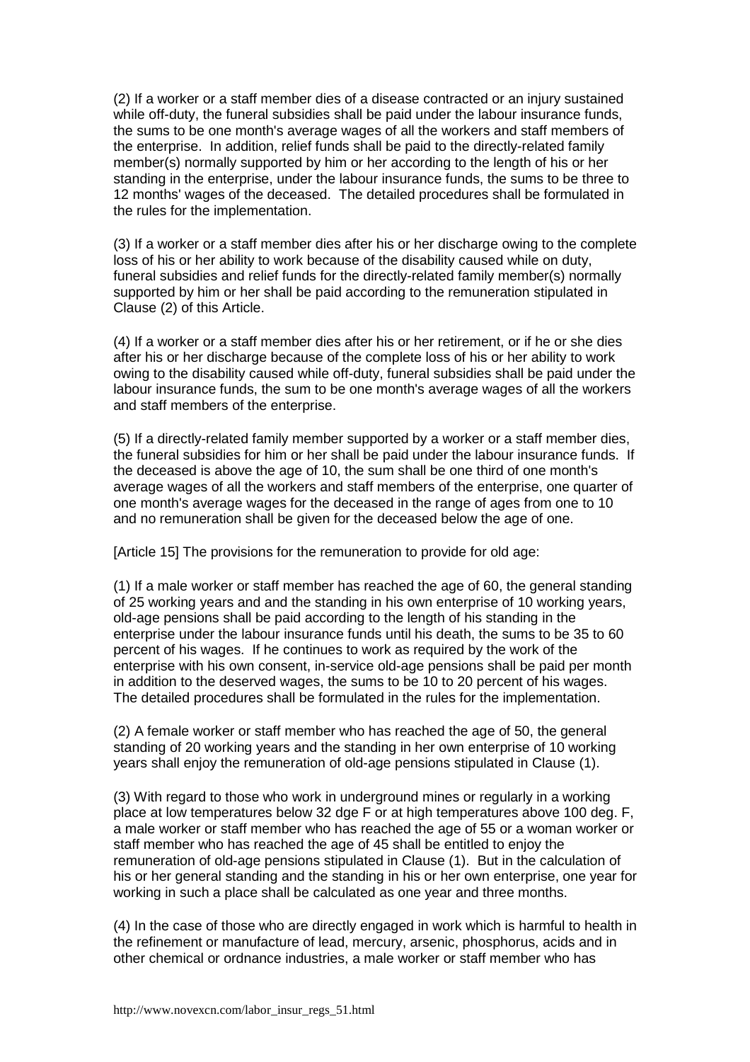(2) If a worker or a staff member dies of a disease contracted or an injury sustained while off-duty, the funeral subsidies shall be paid under the labour insurance funds, the sums to be one month's average wages of all the workers and staff members of the enterprise. In addition, relief funds shall be paid to the directly-related family member(s) normally supported by him or her according to the length of his or her standing in the enterprise, under the labour insurance funds, the sums to be three to 12 months' wages of the deceased. The detailed procedures shall be formulated in the rules for the implementation.

(3) If a worker or a staff member dies after his or her discharge owing to the complete loss of his or her ability to work because of the disability caused while on duty, funeral subsidies and relief funds for the directly-related family member(s) normally supported by him or her shall be paid according to the remuneration stipulated in Clause (2) of this Article.

(4) If a worker or a staff member dies after his or her retirement, or if he or she dies after his or her discharge because of the complete loss of his or her ability to work owing to the disability caused while off-duty, funeral subsidies shall be paid under the labour insurance funds, the sum to be one month's average wages of all the workers and staff members of the enterprise.

(5) If a directly-related family member supported by a worker or a staff member dies, the funeral subsidies for him or her shall be paid under the labour insurance funds. If the deceased is above the age of 10, the sum shall be one third of one month's average wages of all the workers and staff members of the enterprise, one quarter of one month's average wages for the deceased in the range of ages from one to 10 and no remuneration shall be given for the deceased below the age of one.

[Article 15] The provisions for the remuneration to provide for old age:

(1) If a male worker or staff member has reached the age of 60, the general standing of 25 working years and and the standing in his own enterprise of 10 working years, old-age pensions shall be paid according to the length of his standing in the enterprise under the labour insurance funds until his death, the sums to be 35 to 60 percent of his wages. If he continues to work as required by the work of the enterprise with his own consent, in-service old-age pensions shall be paid per month in addition to the deserved wages, the sums to be 10 to 20 percent of his wages. The detailed procedures shall be formulated in the rules for the implementation.

(2) A female worker or staff member who has reached the age of 50, the general standing of 20 working years and the standing in her own enterprise of 10 working years shall enjoy the remuneration of old-age pensions stipulated in Clause (1).

(3) With regard to those who work in underground mines or regularly in a working place at low temperatures below 32 dge F or at high temperatures above 100 deg. F, a male worker or staff member who has reached the age of 55 or a woman worker or staff member who has reached the age of 45 shall be entitled to enjoy the remuneration of old-age pensions stipulated in Clause (1). But in the calculation of his or her general standing and the standing in his or her own enterprise, one year for working in such a place shall be calculated as one year and three months.

(4) In the case of those who are directly engaged in work which is harmful to health in the refinement or manufacture of lead, mercury, arsenic, phosphorus, acids and in other chemical or ordnance industries, a male worker or staff member who has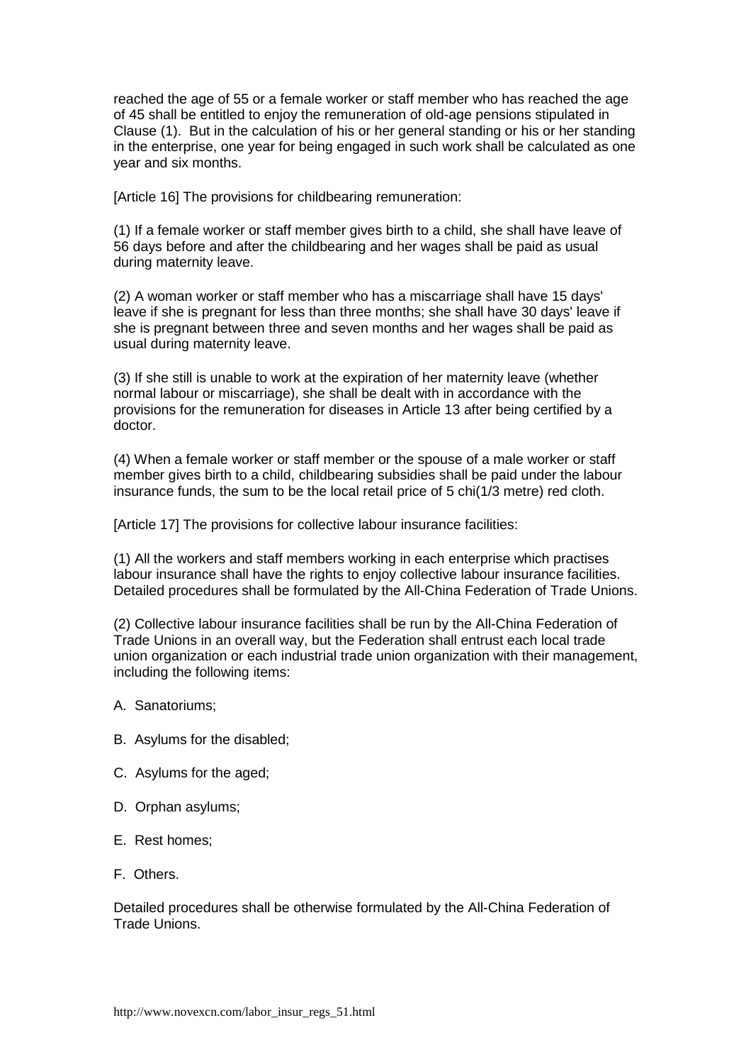reached the age of 55 or a female worker or staff member who has reached the age of 45 shall be entitled to enjoy the remuneration of old-age pensions stipulated in Clause (1). But in the calculation of his or her general standing or his or her standing in the enterprise, one year for being engaged in such work shall be calculated as one year and six months.

[Article 16] The provisions for childbearing remuneration:

(1) If a female worker or staff member gives birth to a child, she shall have leave of 56 days before and after the childbearing and her wages shall be paid as usual during maternity leave.

(2) A woman worker or staff member who has a miscarriage shall have 15 days' leave if she is pregnant for less than three months; she shall have 30 days' leave if she is pregnant between three and seven months and her wages shall be paid as usual during maternity leave.

(3) If she still is unable to work at the expiration of her maternity leave (whether normal labour or miscarriage), she shall be dealt with in accordance with the provisions for the remuneration for diseases in Article 13 after being certified by a doctor.

(4) When a female worker or staff member or the spouse of a male worker or staff member gives birth to a child, childbearing subsidies shall be paid under the labour insurance funds, the sum to be the local retail price of 5 chi(1/3 metre) red cloth.

[Article 17] The provisions for collective labour insurance facilities:

(1) All the workers and staff members working in each enterprise which practises labour insurance shall have the rights to enjoy collective labour insurance facilities. Detailed procedures shall be formulated by the All-China Federation of Trade Unions.

(2) Collective labour insurance facilities shall be run by the All-China Federation of Trade Unions in an overall way, but the Federation shall entrust each local trade union organization or each industrial trade union organization with their management, including the following items:

A. Sanatoriums;

B. Asylums for the disabled;

C. Asylums for the aged;

D. Orphan asylums;

E. Rest homes;

F. Others.

Detailed procedures shall be otherwise formulated by the All-China Federation of Trade Unions.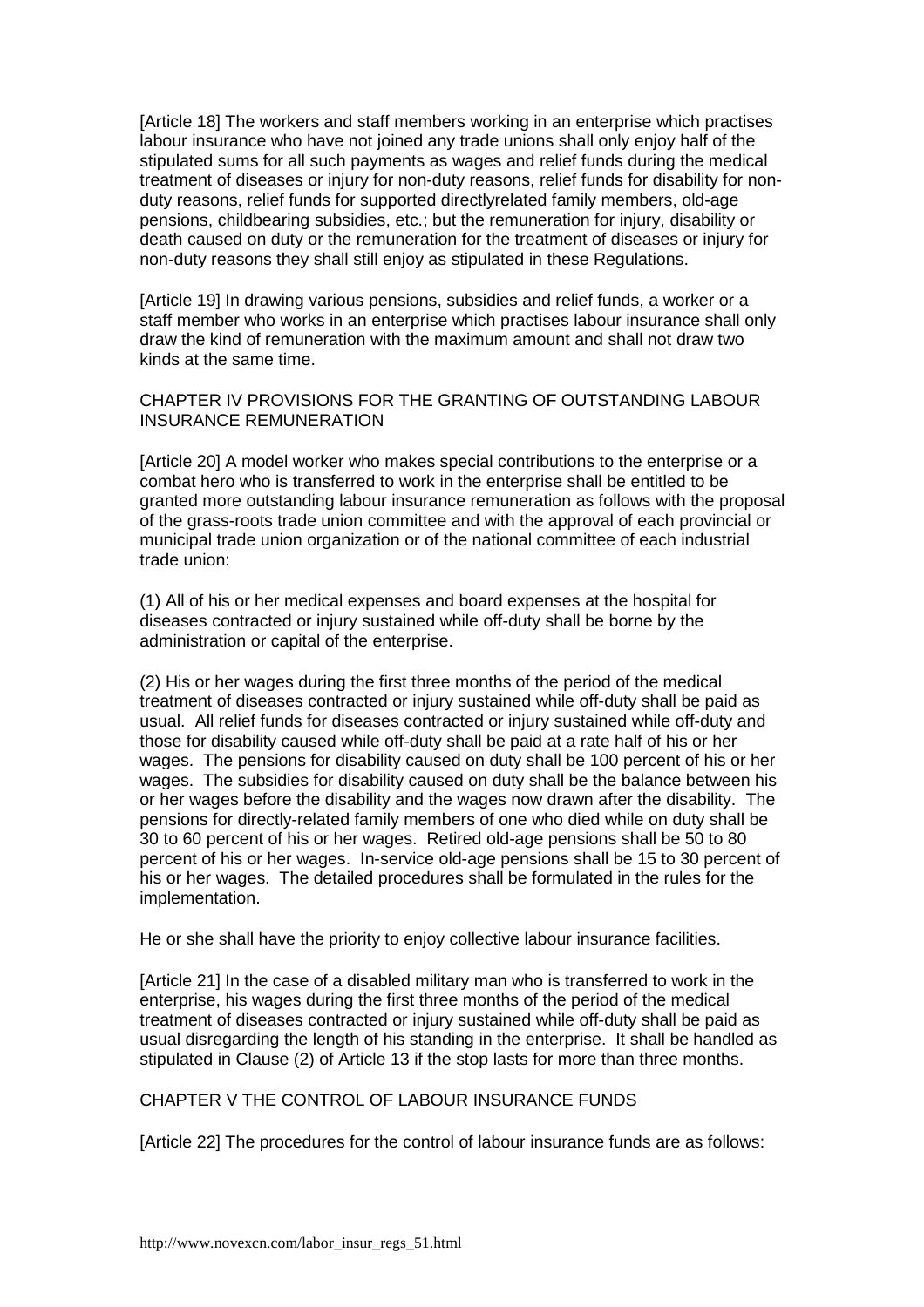[Article 18] The workers and staff members working in an enterprise which practises labour insurance who have not joined any trade unions shall only enjoy half of the stipulated sums for all such payments as wages and relief funds during the medical treatment of diseases or injury for non-duty reasons, relief funds for disability for non-duty reasons, relief funds for supported directlyrelated family members, old-age pensions, childbearing subsidies, etc.; but the remuneration for injury, disability or death caused on duty or the remuneration for the treatment of diseases or injury for non-duty reasons they shall still enjoy as stipulated in these Regulations.

[Article 19] In drawing various pensions, subsidies and relief funds, a worker or a staff member who works in an enterprise which practises labour insurance shall only draw the kind of remuneration with the maximum amount and shall not draw two kinds at the same time.

## CHAPTER IV PROVISIONS FOR THE GRANTING OF OUTSTANDING LABOUR INSURANCE REMUNERATION

[Article 20] A model worker who makes special contributions to the enterprise or a combat hero who is transferred to work in the enterprise shall be entitled to be granted more outstanding labour insurance remuneration as follows with the proposal of the grass-roots trade union committee and with the approval of each provincial or municipal trade union organization or of the national committee of each industrial trade union:

(1) All of his or her medical expenses and board expenses at the hospital for diseases contracted or injury sustained while off-duty shall be borne by the administration or capital of the enterprise.

(2) His or her wages during the first three months of the period of the medical treatment of diseases contracted or injury sustained while off-duty shall be paid as usual. All relief funds for diseases contracted or injury sustained while off-duty and those for disability caused while off-duty shall be paid at a rate half of his or her wages. The pensions for disability caused on duty shall be 100 percent of his or her wages. The subsidies for disability caused on duty shall be the balance between his or her wages before the disability and the wages now drawn after the disability. The pensions for directly-related family members of one who died while on duty shall be 30 to 60 percent of his or her wages. Retired old-age pensions shall be 50 to 80 percent of his or her wages. In-service old-age pensions shall be 15 to 30 percent of his or her wages. The detailed procedures shall be formulated in the rules for the implementation.

He or she shall have the priority to enjoy collective labour insurance facilities.

[Article 21] In the case of a disabled military man who is transferred to work in the enterprise, his wages during the first three months of the period of the medical treatment of diseases contracted or injury sustained while off-duty shall be paid as usual disregarding the length of his standing in the enterprise. It shall be handled as stipulated in Clause (2) of Article 13 if the stop lasts for more than three months.

## CHAPTER V THE CONTROL OF LABOUR INSURANCE FUNDS

[Article 22] The procedures for the control of labour insurance funds are as follows: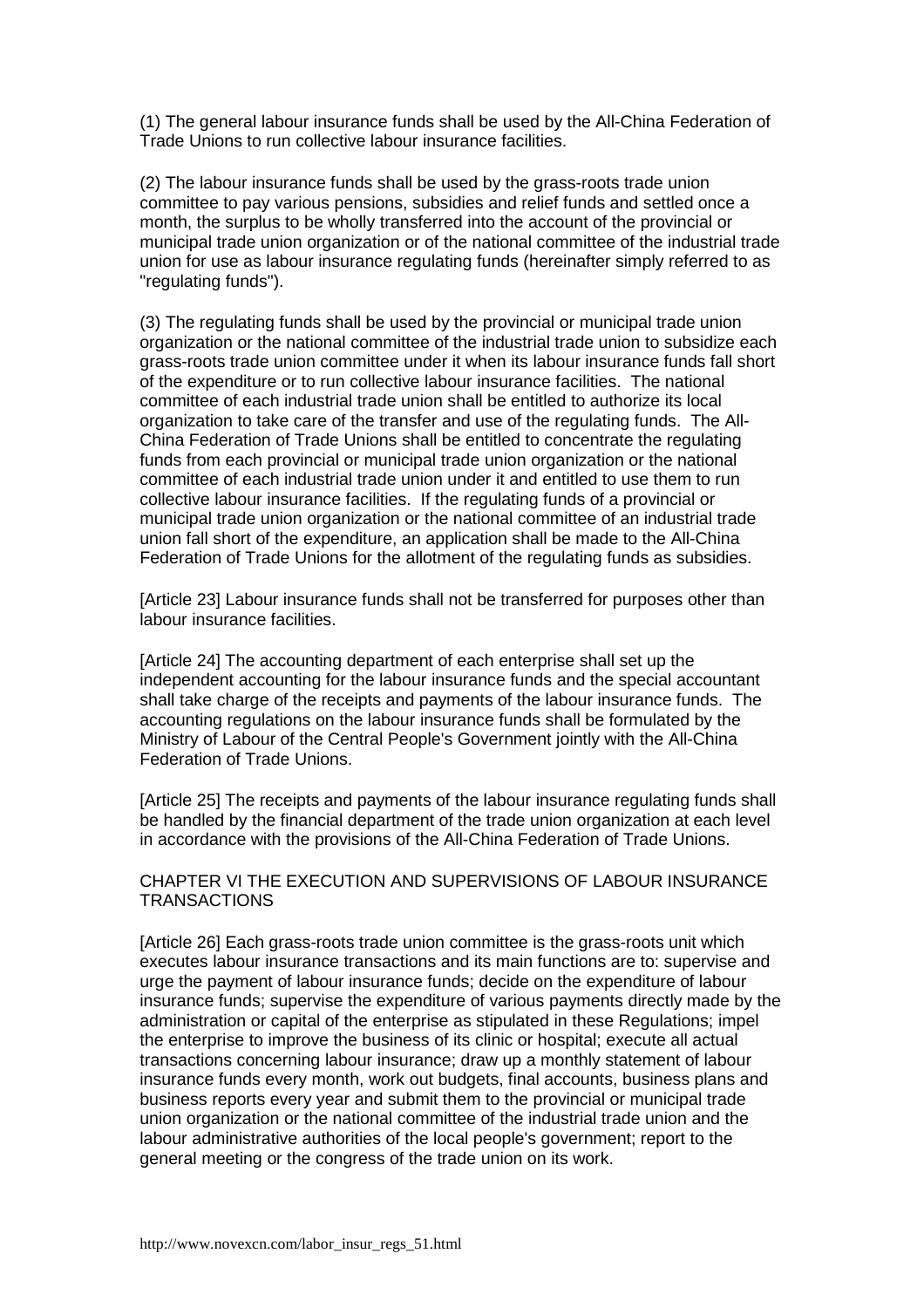(1) The general labour insurance funds shall be used by the All-China Federation of Trade Unions to run collective labour insurance facilities.

(2) The labour insurance funds shall be used by the grass-roots trade union committee to pay various pensions, subsidies and relief funds and settled once a month, the surplus to be wholly transferred into the account of the provincial or municipal trade union organization or of the national committee of the industrial trade union for use as labour insurance regulating funds (hereinafter simply referred to as "regulating funds").

(3) The regulating funds shall be used by the provincial or municipal trade union organization or the national committee of the industrial trade union to subsidize each grass-roots trade union committee under it when its labour insurance funds fall short of the expenditure or to run collective labour insurance facilities. The national committee of each industrial trade union shall be entitled to authorize its local organization to take care of the transfer and use of the regulating funds. The All-China Federation of Trade Unions shall be entitled to concentrate the regulating funds from each provincial or municipal trade union organization or the national committee of each industrial trade union under it and entitled to use them to run collective labour insurance facilities. If the regulating funds of a provincial or municipal trade union organization or the national committee of an industrial trade union fall short of the expenditure, an application shall be made to the All-China Federation of Trade Unions for the allotment of the regulating funds as subsidies.

[Article 23] Labour insurance funds shall not be transferred for purposes other than labour insurance facilities.

[Article 24] The accounting department of each enterprise shall set up the independent accounting for the labour insurance funds and the special accountant shall take charge of the receipts and payments of the labour insurance funds. The accounting regulations on the labour insurance funds shall be formulated by the Ministry of Labour of the Central People's Government jointly with the All-China Federation of Trade Unions.

[Article 25] The receipts and payments of the labour insurance regulating funds shall be handled by the financial department of the trade union organization at each level in accordance with the provisions of the All-China Federation of Trade Unions.

## CHAPTER VI THE EXECUTION AND SUPERVISIONS OF LABOUR INSURANCE TRANSACTIONS

[Article 26] Each grass-roots trade union committee is the grass-roots unit which executes labour insurance transactions and its main functions are to: supervise and urge the payment of labour insurance funds; decide on the expenditure of labour insurance funds; supervise the expenditure of various payments directly made by the administration or capital of the enterprise as stipulated in these Regulations; impel the enterprise to improve the business of its clinic or hospital; execute all actual transactions concerning labour insurance; draw up a monthly statement of labour insurance funds every month, work out budgets, final accounts, business plans and business reports every year and submit them to the provincial or municipal trade union organization or the national committee of the industrial trade union and the labour administrative authorities of the local people's government; report to the general meeting or the congress of the trade union on its work.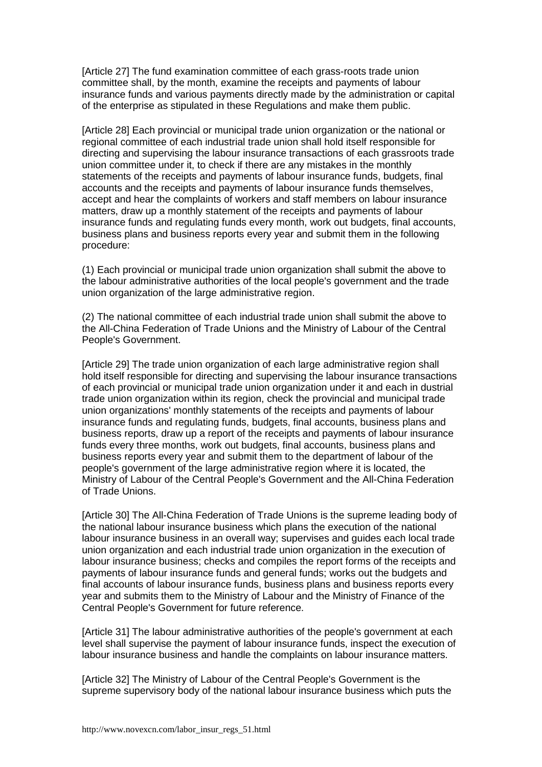[Article 27] The fund examination committee of each grass-roots trade union committee shall, by the month, examine the receipts and payments of labour insurance funds and various payments directly made by the administration or capital of the enterprise as stipulated in these Regulations and make them public.

[Article 28] Each provincial or municipal trade union organization or the national or regional committee of each industrial trade union shall hold itself responsible for directing and supervising the labour insurance transactions of each grassroots trade union committee under it, to check if there are any mistakes in the monthly statements of the receipts and payments of labour insurance funds, budgets, final accounts and the receipts and payments of labour insurance funds themselves, accept and hear the complaints of workers and staff members on labour insurance matters, draw up a monthly statement of the receipts and payments of labour insurance funds and regulating funds every month, work out budgets, final accounts, business plans and business reports every year and submit them in the following procedure:

(1) Each provincial or municipal trade union organization shall submit the above to the labour administrative authorities of the local people's government and the trade union organization of the large administrative region.

(2) The national committee of each industrial trade union shall submit the above to the All-China Federation of Trade Unions and the Ministry of Labour of the Central People's Government.

[Article 29] The trade union organization of each large administrative region shall hold itself responsible for directing and supervising the labour insurance transactions of each provincial or municipal trade union organization under it and each in dustrial trade union organization within its region, check the provincial and municipal trade union organizations' monthly statements of the receipts and payments of labour insurance funds and regulating funds, budgets, final accounts, business plans and business reports, draw up a report of the receipts and payments of labour insurance funds every three months, work out budgets, final accounts, business plans and business reports every year and submit them to the department of labour of the people's government of the large administrative region where it is located, the Ministry of Labour of the Central People's Government and the All-China Federation of Trade Unions.

[Article 30] The All-China Federation of Trade Unions is the supreme leading body of the national labour insurance business which plans the execution of the national labour insurance business in an overall way; supervises and guides each local trade union organization and each industrial trade union organization in the execution of labour insurance business; checks and compiles the report forms of the receipts and payments of labour insurance funds and general funds; works out the budgets and final accounts of labour insurance funds, business plans and business reports every year and submits them to the Ministry of Labour and the Ministry of Finance of the Central People's Government for future reference.

[Article 31] The labour administrative authorities of the people's government at each level shall supervise the payment of labour insurance funds, inspect the execution of labour insurance business and handle the complaints on labour insurance matters.

[Article 32] The Ministry of Labour of the Central People's Government is the supreme supervisory body of the national labour insurance business which puts the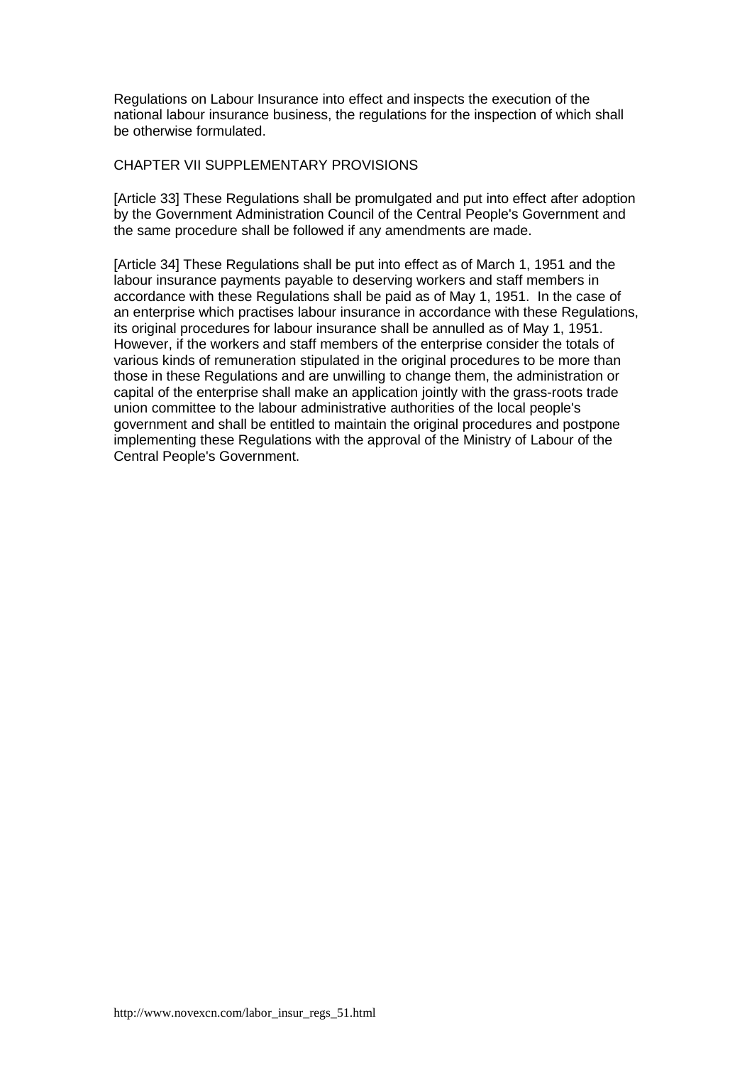Regulations on Labour Insurance into effect and inspects the execution of the national labour insurance business, the regulations for the inspection of which shall be otherwise formulated.

## CHAPTER VII SUPPLEMENTARY PROVISIONS

[Article 33] These Regulations shall be promulgated and put into effect after adoption by the Government Administration Council of the Central People's Government and the same procedure shall be followed if any amendments are made.

[Article 34] These Regulations shall be put into effect as of March 1, 1951 and the labour insurance payments payable to deserving workers and staff members in accordance with these Regulations shall be paid as of May 1, 1951. In the case of an enterprise which practises labour insurance in accordance with these Regulations, its original procedures for labour insurance shall be annulled as of May 1, 1951. However, if the workers and staff members of the enterprise consider the totals of various kinds of remuneration stipulated in the original procedures to be more than those in these Regulations and are unwilling to change them, the administration or capital of the enterprise shall make an application jointly with the grass-roots trade union committee to the labour administrative authorities of the local people's government and shall be entitled to maintain the original procedures and postpone implementing these Regulations with the approval of the Ministry of Labour of the Central People's Government.